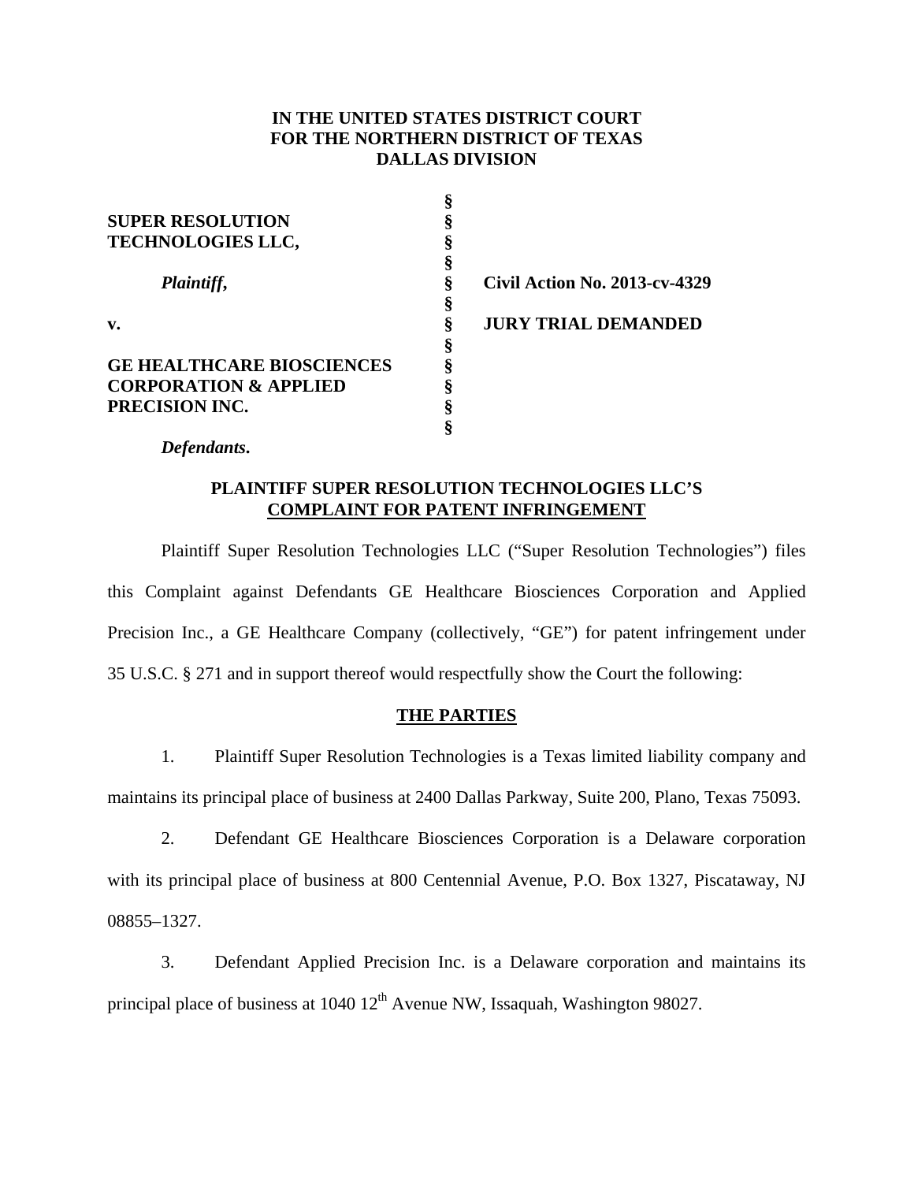**IN THE UNITED STATES DISTRICT COURT**
**FOR THE NORTHERN DISTRICT OF TEXAS**
**DALLAS DIVISION**

| | | |
|---|---|---|
| **SUPER RESOLUTION TECHNOLOGIES LLC,** | § | |
| *Plaintiff*, | § | **Civil Action No. 2013-cv-4329** |
| **v.** | § | **JURY TRIAL DEMANDED** |
| **GE HEALTHCARE BIOSCIENCES CORPORATION & APPLIED PRECISION INC.** | § | |
| *Defendants***.** | § | |

## PLAINTIFF SUPER RESOLUTION TECHNOLOGIES LLC'S COMPLAINT FOR PATENT INFRINGEMENT

Plaintiff Super Resolution Technologies LLC ("Super Resolution Technologies") files this Complaint against Defendants GE Healthcare Biosciences Corporation and Applied Precision Inc., a GE Healthcare Company (collectively, "GE") for patent infringement under 35 U.S.C. § 271 and in support thereof would respectfully show the Court the following:

## THE PARTIES

1. Plaintiff Super Resolution Technologies is a Texas limited liability company and maintains its principal place of business at 2400 Dallas Parkway, Suite 200, Plano, Texas 75093.

2. Defendant GE Healthcare Biosciences Corporation is a Delaware corporation with its principal place of business at 800 Centennial Avenue, P.O. Box 1327, Piscataway, NJ 08855–1327.

3. Defendant Applied Precision Inc. is a Delaware corporation and maintains its principal place of business at 1040 12th Avenue NW, Issaquah, Washington 98027.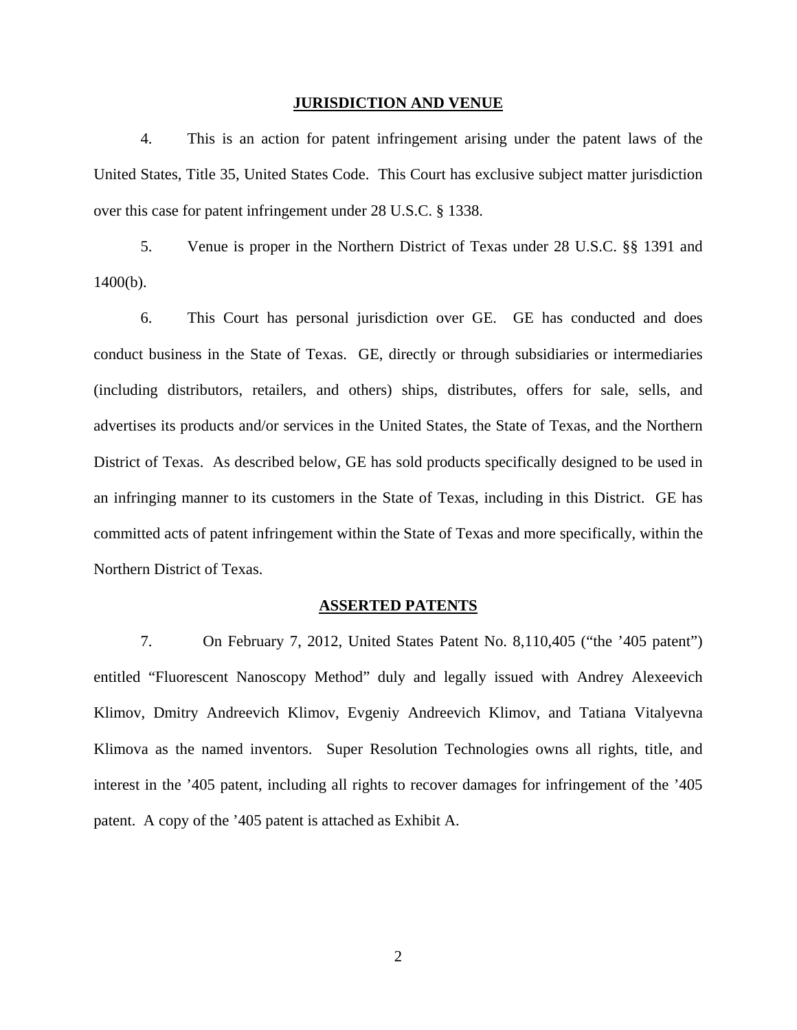## JURISDICTION AND VENUE

4. This is an action for patent infringement arising under the patent laws of the United States, Title 35, United States Code. This Court has exclusive subject matter jurisdiction over this case for patent infringement under 28 U.S.C. § 1338.

5. Venue is proper in the Northern District of Texas under 28 U.S.C. §§ 1391 and 1400(b).

6. This Court has personal jurisdiction over GE. GE has conducted and does conduct business in the State of Texas. GE, directly or through subsidiaries or intermediaries (including distributors, retailers, and others) ships, distributes, offers for sale, sells, and advertises its products and/or services in the United States, the State of Texas, and the Northern District of Texas. As described below, GE has sold products specifically designed to be used in an infringing manner to its customers in the State of Texas, including in this District. GE has committed acts of patent infringement within the State of Texas and more specifically, within the Northern District of Texas.

## ASSERTED PATENTS

7. On February 7, 2012, United States Patent No. 8,110,405 ("the '405 patent") entitled "Fluorescent Nanoscopy Method" duly and legally issued with Andrey Alexeevich Klimov, Dmitry Andreevich Klimov, Evgeniy Andreevich Klimov, and Tatiana Vitalyevna Klimova as the named inventors. Super Resolution Technologies owns all rights, title, and interest in the '405 patent, including all rights to recover damages for infringement of the '405 patent. A copy of the '405 patent is attached as Exhibit A.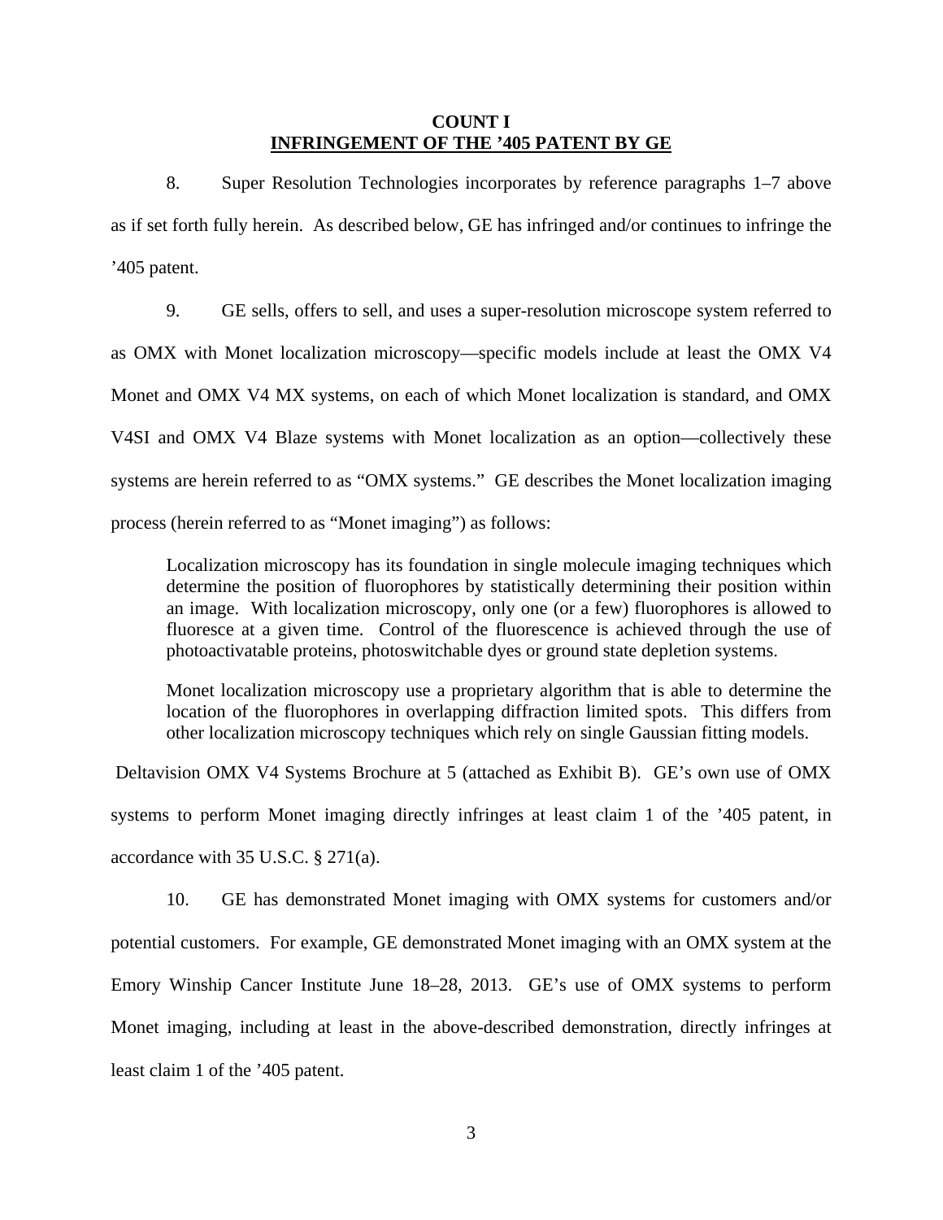**COUNT I**
**INFRINGEMENT OF THE '405 PATENT BY GE**

8. Super Resolution Technologies incorporates by reference paragraphs 1–7 above as if set forth fully herein. As described below, GE has infringed and/or continues to infringe the '405 patent.

9. GE sells, offers to sell, and uses a super-resolution microscope system referred to as OMX with Monet localization microscopy—specific models include at least the OMX V4 Monet and OMX V4 MX systems, on each of which Monet localization is standard, and OMX V4SI and OMX V4 Blaze systems with Monet localization as an option—collectively these systems are herein referred to as "OMX systems." GE describes the Monet localization imaging process (herein referred to as "Monet imaging") as follows:

> Localization microscopy has its foundation in single molecule imaging techniques which determine the position of fluorophores by statistically determining their position within an image. With localization microscopy, only one (or a few) fluorophores is allowed to fluoresce at a given time. Control of the fluorescence is achieved through the use of photoactivatable proteins, photoswitchable dyes or ground state depletion systems.
>
> Monet localization microscopy use a proprietary algorithm that is able to determine the location of the fluorophores in overlapping diffraction limited spots. This differs from other localization microscopy techniques which rely on single Gaussian fitting models.

Deltavision OMX V4 Systems Brochure at 5 (attached as Exhibit B). GE's own use of OMX systems to perform Monet imaging directly infringes at least claim 1 of the '405 patent, in accordance with 35 U.S.C. § 271(a).

10. GE has demonstrated Monet imaging with OMX systems for customers and/or potential customers. For example, GE demonstrated Monet imaging with an OMX system at the Emory Winship Cancer Institute June 18–28, 2013. GE's use of OMX systems to perform Monet imaging, including at least in the above-described demonstration, directly infringes at least claim 1 of the '405 patent.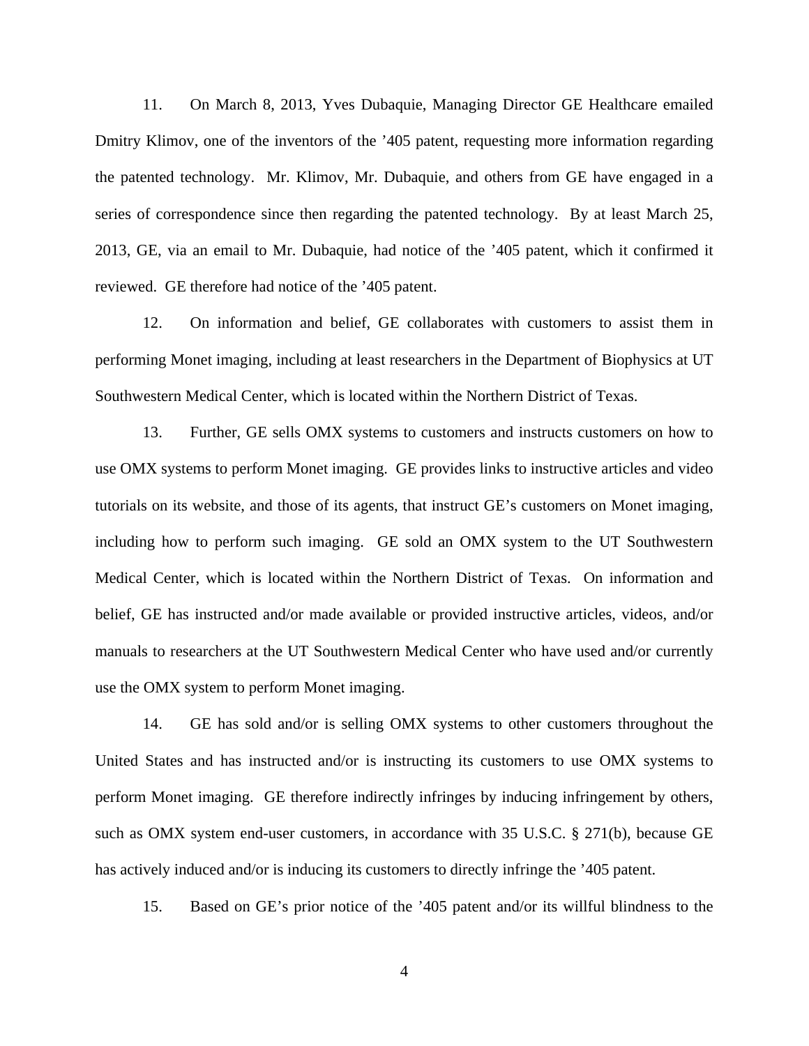11. On March 8, 2013, Yves Dubaquie, Managing Director GE Healthcare emailed Dmitry Klimov, one of the inventors of the ’405 patent, requesting more information regarding the patented technology. Mr. Klimov, Mr. Dubaquie, and others from GE have engaged in a series of correspondence since then regarding the patented technology. By at least March 25, 2013, GE, via an email to Mr. Dubaquie, had notice of the ’405 patent, which it confirmed it reviewed. GE therefore had notice of the ’405 patent.

12. On information and belief, GE collaborates with customers to assist them in performing Monet imaging, including at least researchers in the Department of Biophysics at UT Southwestern Medical Center, which is located within the Northern District of Texas.

13. Further, GE sells OMX systems to customers and instructs customers on how to use OMX systems to perform Monet imaging. GE provides links to instructive articles and video tutorials on its website, and those of its agents, that instruct GE’s customers on Monet imaging, including how to perform such imaging. GE sold an OMX system to the UT Southwestern Medical Center, which is located within the Northern District of Texas. On information and belief, GE has instructed and/or made available or provided instructive articles, videos, and/or manuals to researchers at the UT Southwestern Medical Center who have used and/or currently use the OMX system to perform Monet imaging.

14. GE has sold and/or is selling OMX systems to other customers throughout the United States and has instructed and/or is instructing its customers to use OMX systems to perform Monet imaging. GE therefore indirectly infringes by inducing infringement by others, such as OMX system end-user customers, in accordance with 35 U.S.C. § 271(b), because GE has actively induced and/or is inducing its customers to directly infringe the ’405 patent.

15. Based on GE’s prior notice of the ’405 patent and/or its willful blindness to the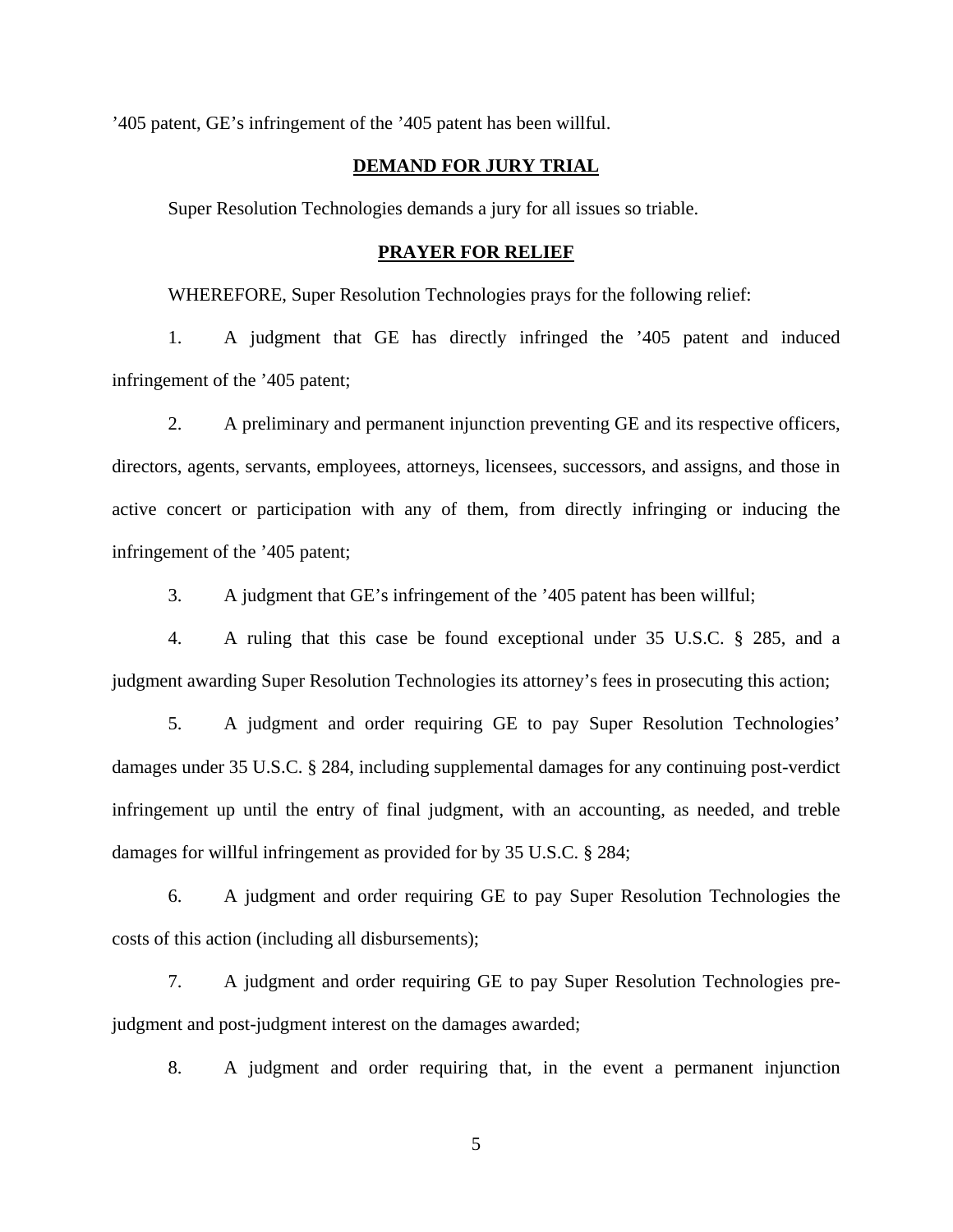’405 patent, GE’s infringement of the ’405 patent has been willful.

**DEMAND FOR JURY TRIAL**

Super Resolution Technologies demands a jury for all issues so triable.

**PRAYER FOR RELIEF**

WHEREFORE, Super Resolution Technologies prays for the following relief:

1. A judgment that GE has directly infringed the ’405 patent and induced infringement of the ’405 patent;

2. A preliminary and permanent injunction preventing GE and its respective officers, directors, agents, servants, employees, attorneys, licensees, successors, and assigns, and those in active concert or participation with any of them, from directly infringing or inducing the infringement of the ’405 patent;

3. A judgment that GE’s infringement of the ’405 patent has been willful;

4. A ruling that this case be found exceptional under 35 U.S.C. § 285, and a judgment awarding Super Resolution Technologies its attorney’s fees in prosecuting this action;

5. A judgment and order requiring GE to pay Super Resolution Technologies’ damages under 35 U.S.C. § 284, including supplemental damages for any continuing post-verdict infringement up until the entry of final judgment, with an accounting, as needed, and treble damages for willful infringement as provided for by 35 U.S.C. § 284;

6. A judgment and order requiring GE to pay Super Resolution Technologies the costs of this action (including all disbursements);

7. A judgment and order requiring GE to pay Super Resolution Technologies pre-judgment and post-judgment interest on the damages awarded;

8. A judgment and order requiring that, in the event a permanent injunction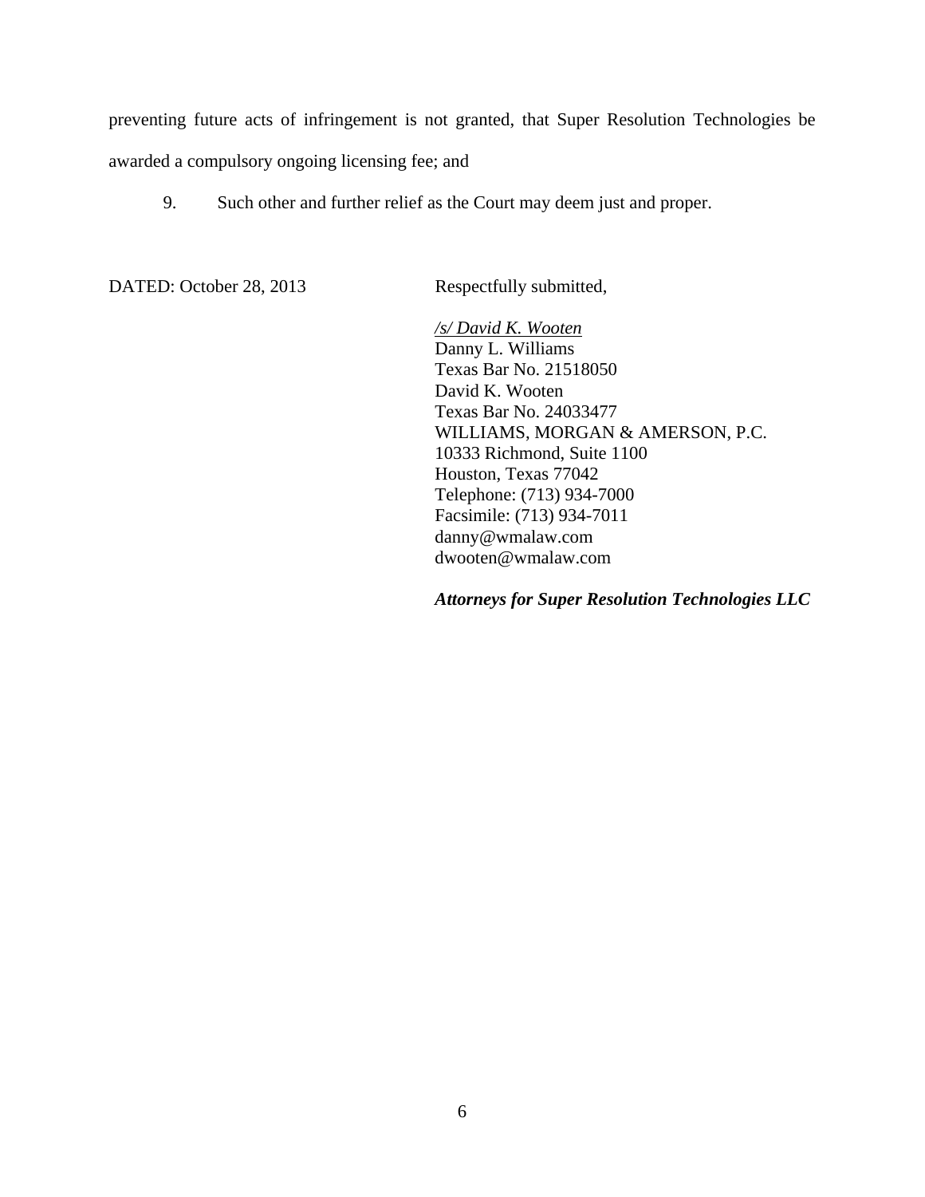preventing future acts of infringement is not granted, that Super Resolution Technologies be awarded a compulsory ongoing licensing fee; and

9. Such other and further relief as the Court may deem just and proper.

DATED: October 28, 2013

Respectfully submitted,

*/s/ David K. Wooten*
Danny L. Williams
Texas Bar No. 21518050
David K. Wooten
Texas Bar No. 24033477
WILLIAMS, MORGAN & AMERSON, P.C.
10333 Richmond, Suite 1100
Houston, Texas 77042
Telephone: (713) 934-7000
Facsimile: (713) 934-7011
danny@wmalaw.com
dwooten@wmalaw.com

***Attorneys for Super Resolution Technologies LLC***